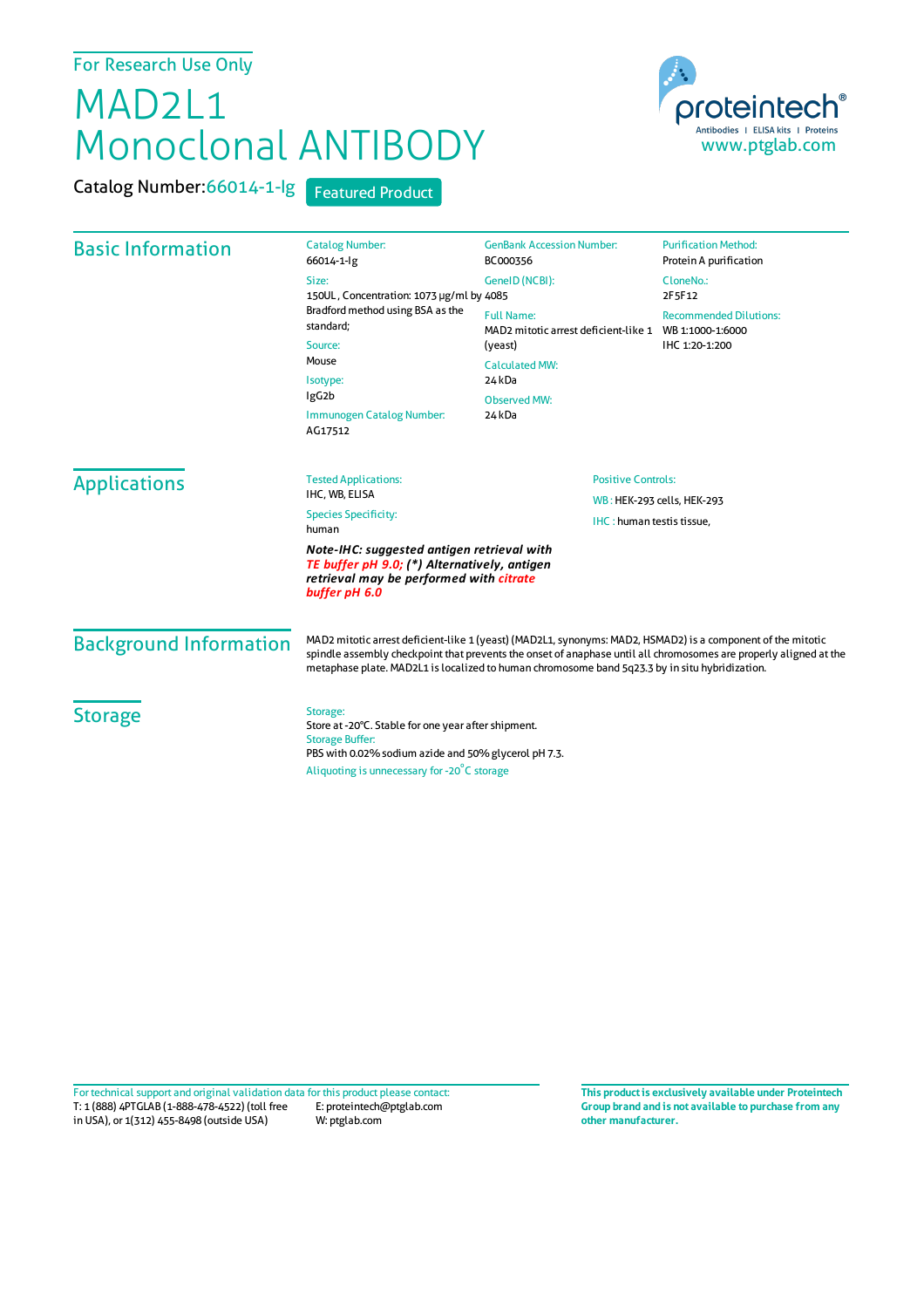For Research Use Only

# MAD2L1 Monoclonal ANTIBODY

Catalog Number:66014-1-Ig

Featured Product

proteintech®
Antibodies | ELISA kits | Proteins
www.ptglab.com

## Basic Information

Catalog Number:
66014-1-Ig

Size:
150UL , Concentration: 1073 μg/ml by Bradford method using BSA as the standard;

Source:
Mouse

Isotype:
IgG2b

Immunogen Catalog Number:
AG17512

GenBank Accession Number:
BC000356

GeneID (NCBI):
4085

Full Name:
MAD2 mitotic arrest deficient-like 1 (yeast)

Calculated MW:
24 kDa

Observed MW:
24 kDa

Purification Method:
Protein A purification

CloneNo.:
2F5F12

Recommended Dilutions:
WB 1:1000-1:6000
IHC 1:20-1:200

## Applications

Tested Applications:
IHC, WB, ELISA

Species Specificity:
human

***Note-IHC: suggested antigen retrieval with TE buffer pH 9.0; (\*) Alternatively, antigen retrieval may be performed with citrate buffer pH 6.0***

Positive Controls:

WB : HEK-293 cells, HEK-293

IHC : human testis tissue,

## Background Information

MAD2 mitotic arrest deficient-like 1 (yeast) (MAD2L1, synonyms: MAD2, HSMAD2) is a component of the mitotic spindle assembly checkpoint that prevents the onset of anaphase until all chromosomes are properly aligned at the metaphase plate. MAD2L1 is localized to human chromosome band 5q23.3 by in situ hybridization.

## Storage

Storage:
Store at -20°C. Stable for one year after shipment.

Storage Buffer:
PBS with 0.02% sodium azide and 50% glycerol pH 7.3.

Aliquoting is unnecessary for -20°C storage

For technical support and original validation data for this product please contact:
T: 1 (888) 4PTGLAB (1-888-478-4522) (toll free in USA), or 1(312) 455-8498 (outside USA)
E: proteintech@ptglab.com
W: ptglab.com

**This product is exclusively available under Proteintech Group brand and is not available to purchase from any other manufacturer.**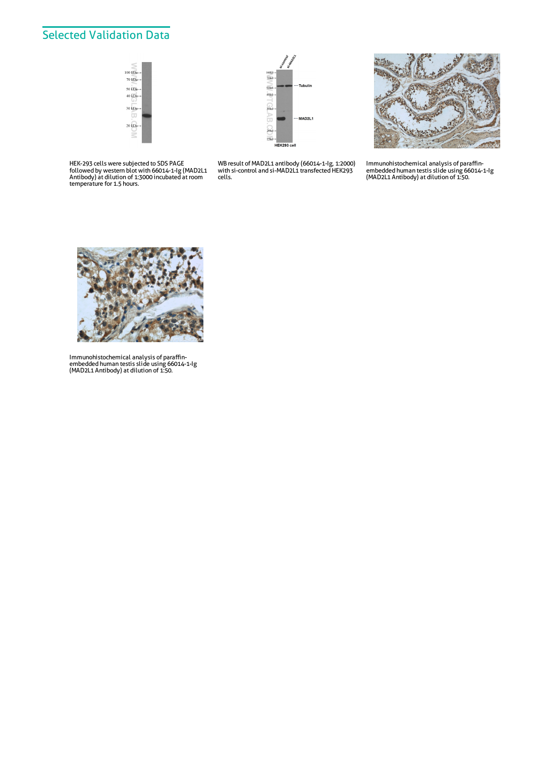## Selected Validation Data

100 kDa→
70 kDa→
50 kDa→
40 kDa→
30 kDa→
20 kDa→

HEK-293 cells were subjected to SDS PAGE followed by western blot with 66014-1-Ig (MAD2L1 Antibody) at dilution of 1:3000 incubated at room temperature for 1.5 hours.

si-control
si-MAD2L1
100kd
70kd
50kd
40kd
30kd
20kd
15kd
Tubulin
MAD2L1
HEK293 cell

WB result of MAD2L1 antibody (66014-1-Ig, 1:2000) with si-control and si-MAD2L1 transfected HEK293 cells.

Immunohistochemical analysis of paraffin-embedded human testis slide using 66014-1-Ig (MAD2L1 Antibody) at dilution of 1:50.

Immunohistochemical analysis of paraffin-embedded human testis slide using 66014-1-Ig (MAD2L1 Antibody) at dilution of 1:50.